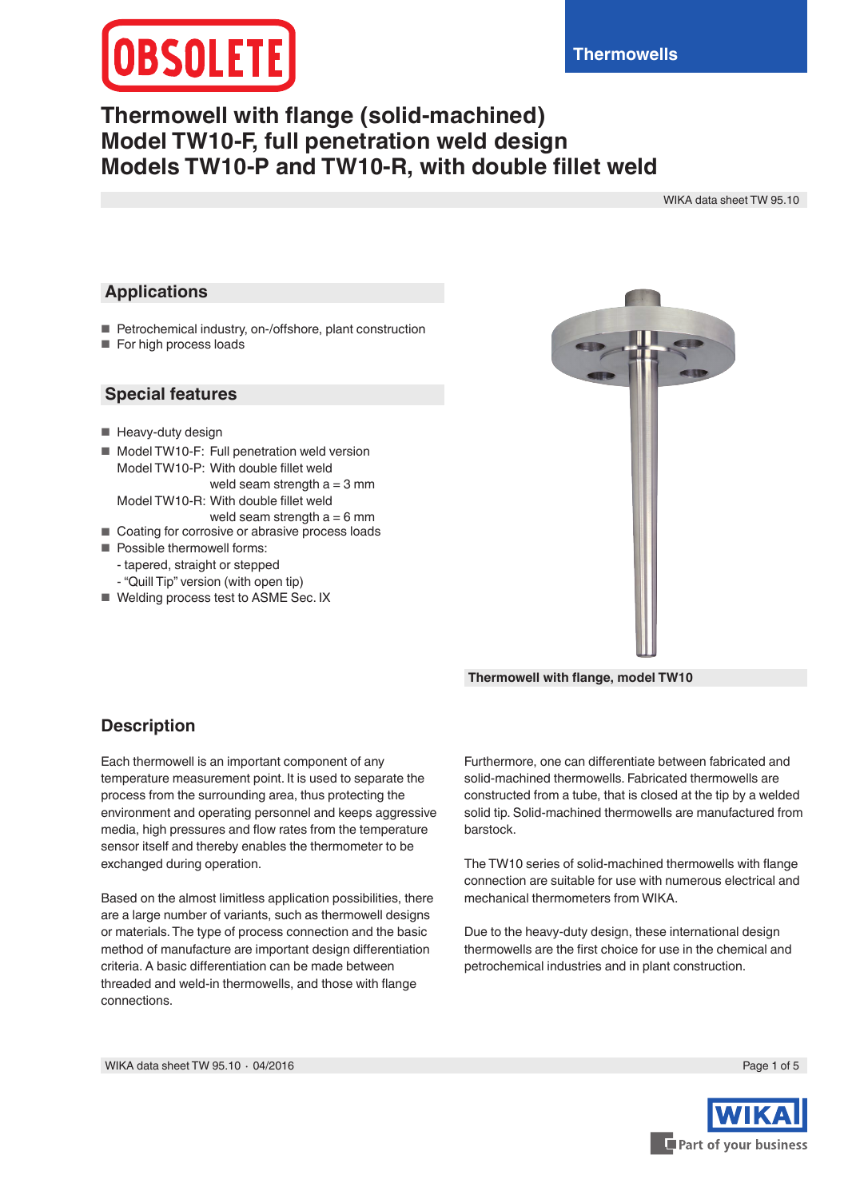OBSOLETE

Thermowells

# Thermowell with flange (solid-machined)
# Model TW10-F, full penetration weld design
# Models TW10-P and TW10-R, with double fillet weld

WIKA data sheet TW 95.10

## Applications

- Petrochemical industry, on-/offshore, plant construction
- For high process loads

## Special features

- Heavy-duty design
- Model TW10-F: Full penetration weld version
  Model TW10-P: With double fillet weld
  weld seam strength a = 3 mm
  Model TW10-R: With double fillet weld
  weld seam strength a = 6 mm
- Coating for corrosive or abrasive process loads
- Possible thermowell forms:
  - tapered, straight or stepped
  - "Quill Tip" version (with open tip)
- Welding process test to ASME Sec. IX

**Thermowell with flange, model TW10**

## Description

Each thermowell is an important component of any temperature measurement point. It is used to separate the process from the surrounding area, thus protecting the environment and operating personnel and keeps aggressive media, high pressures and flow rates from the temperature sensor itself and thereby enables the thermometer to be exchanged during operation.

Based on the almost limitless application possibilities, there are a large number of variants, such as thermowell designs or materials. The type of process connection and the basic method of manufacture are important design differentiation criteria. A basic differentiation can be made between threaded and weld-in thermowells, and those with flange connections.

Furthermore, one can differentiate between fabricated and solid-machined thermowells. Fabricated thermowells are constructed from a tube, that is closed at the tip by a welded solid tip. Solid-machined thermowells are manufactured from barstock.

The TW10 series of solid-machined thermowells with flange connection are suitable for use with numerous electrical and mechanical thermometers from WIKA.

Due to the heavy-duty design, these international design thermowells are the first choice for use in the chemical and petrochemical industries and in plant construction.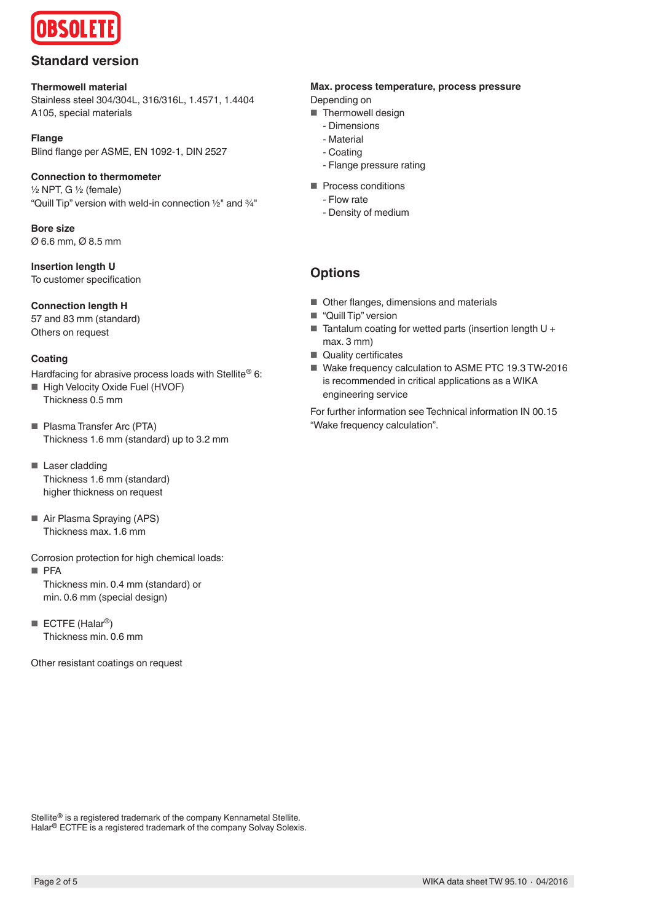OBSOLETE

## Standard version

**Thermowell material**
Stainless steel 304/304L, 316/316L, 1.4571, 1.4404
A105, special materials

**Flange**
Blind flange per ASME, EN 1092-1, DIN 2527

**Connection to thermometer**
½ NPT, G ½ (female)
"Quill Tip" version with weld-in connection ½" and ¾"

**Bore size**
Ø 6.6 mm, Ø 8.5 mm

**Insertion length U**
To customer specification

**Connection length H**
57 and 83 mm (standard)
Others on request

**Coating**
Hardfacing for abrasive process loads with Stellite® 6:

- High Velocity Oxide Fuel (HVOF)
  Thickness 0.5 mm
- Plasma Transfer Arc (PTA)
  Thickness 1.6 mm (standard) up to 3.2 mm
- Laser cladding
  Thickness 1.6 mm (standard)
  higher thickness on request
- Air Plasma Spraying (APS)
  Thickness max. 1.6 mm

Corrosion protection for high chemical loads:

- PFA
  Thickness min. 0.4 mm (standard) or
  min. 0.6 mm (special design)
- ECTFE (Halar®)
  Thickness min. 0.6 mm

Other resistant coatings on request

**Max. process temperature, process pressure**
Depending on

- Thermowell design
  - Dimensions
  - Material
  - Coating
  - Flange pressure rating
- Process conditions
  - Flow rate
  - Density of medium

## Options

- Other flanges, dimensions and materials
- "Quill Tip" version
- Tantalum coating for wetted parts (insertion length U + max. 3 mm)
- Quality certificates
- Wake frequency calculation to ASME PTC 19.3 TW-2016 is recommended in critical applications as a WIKA engineering service

For further information see Technical information IN 00.15 "Wake frequency calculation".

Stellite® is a registered trademark of the company Kennametal Stellite.
Halar® ECTFE is a registered trademark of the company Solvay Solexis.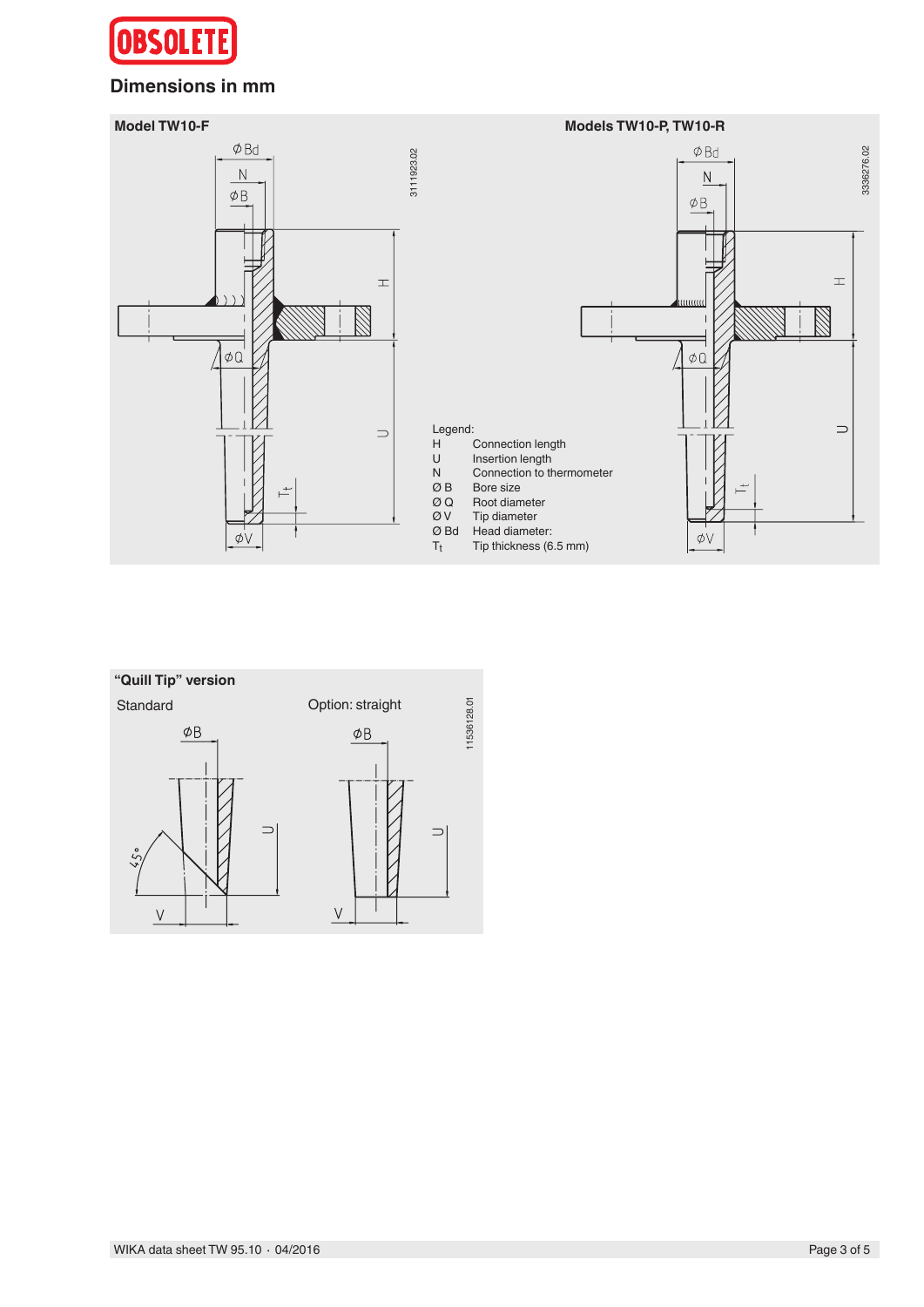OBSOLETE

## Dimensions in mm

**Model TW10-F**

**Models TW10-P, TW10-R**

Legend:

| | |
|---|---|
| H | Connection length |
| U | Insertion length |
| N | Connection to thermometer |
| Ø B | Bore size |
| Ø Q | Root diameter |
| Ø V | Tip diameter |
| Ø Bd | Head diameter: |
| $T_t$ | Tip thickness (6.5 mm) |

**"Quill Tip" version**

Standard

Option: straight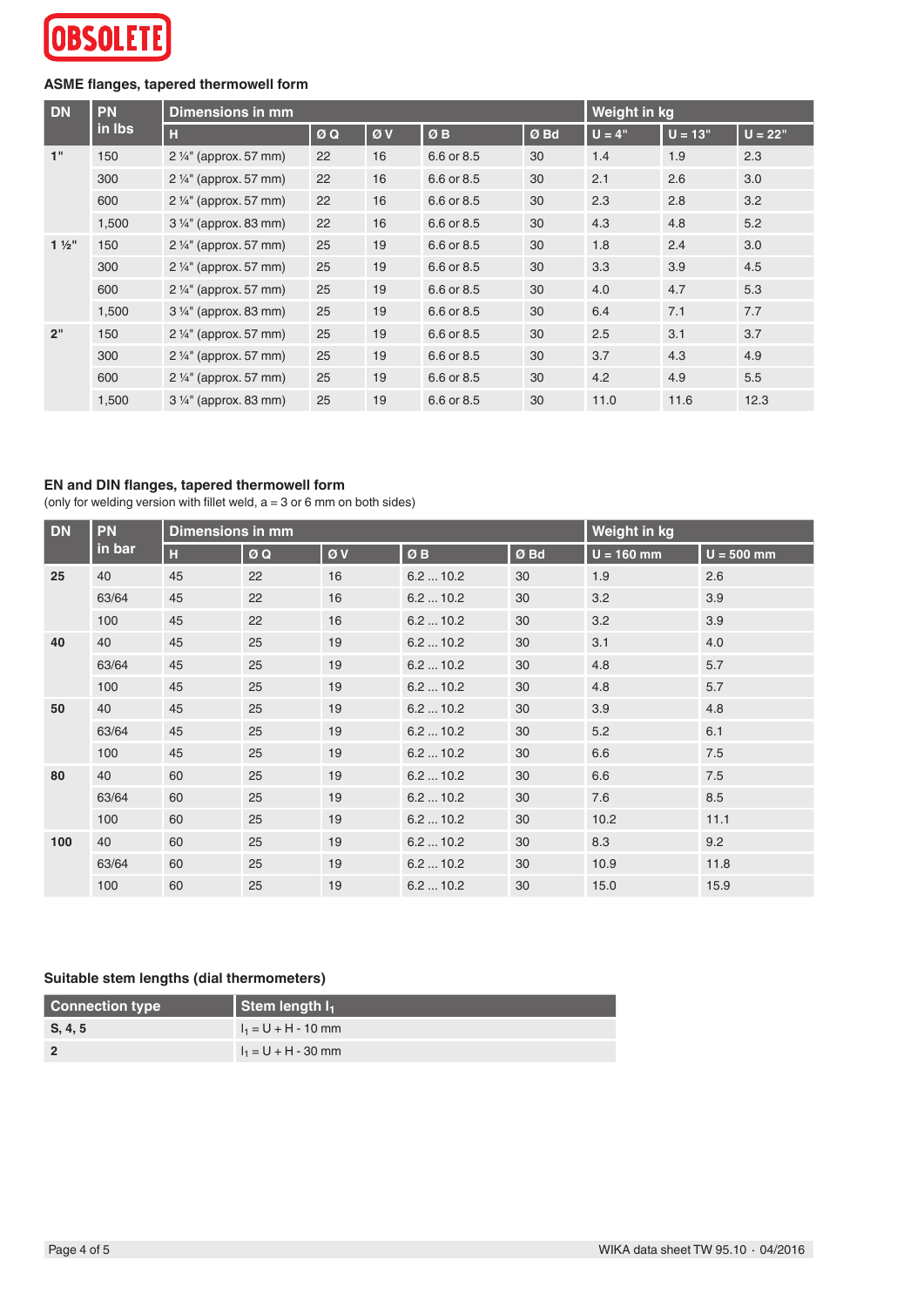OBSOLETE

### ASME flanges, tapered thermowell form

| DN | PN in lbs | Dimensions in mm | | | | | Weight in kg | | |
|---|---|---|---|---|---|---|---|---|---|
| | | H | Ø Q | Ø V | Ø B | Ø Bd | U = 4" | U = 13" | U = 22" |
| 1" | 150 | 2 ¼" (approx. 57 mm) | 22 | 16 | 6.6 or 8.5 | 30 | 1.4 | 1.9 | 2.3 |
| | 300 | 2 ¼" (approx. 57 mm) | 22 | 16 | 6.6 or 8.5 | 30 | 2.1 | 2.6 | 3.0 |
| | 600 | 2 ¼" (approx. 57 mm) | 22 | 16 | 6.6 or 8.5 | 30 | 2.3 | 2.8 | 3.2 |
| | 1,500 | 3 ¼" (approx. 83 mm) | 22 | 16 | 6.6 or 8.5 | 30 | 4.3 | 4.8 | 5.2 |
| 1 ½" | 150 | 2 ¼" (approx. 57 mm) | 25 | 19 | 6.6 or 8.5 | 30 | 1.8 | 2.4 | 3.0 |
| | 300 | 2 ¼" (approx. 57 mm) | 25 | 19 | 6.6 or 8.5 | 30 | 3.3 | 3.9 | 4.5 |
| | 600 | 2 ¼" (approx. 57 mm) | 25 | 19 | 6.6 or 8.5 | 30 | 4.0 | 4.7 | 5.3 |
| | 1,500 | 3 ¼" (approx. 83 mm) | 25 | 19 | 6.6 or 8.5 | 30 | 6.4 | 7.1 | 7.7 |
| 2" | 150 | 2 ¼" (approx. 57 mm) | 25 | 19 | 6.6 or 8.5 | 30 | 2.5 | 3.1 | 3.7 |
| | 300 | 2 ¼" (approx. 57 mm) | 25 | 19 | 6.6 or 8.5 | 30 | 3.7 | 4.3 | 4.9 |
| | 600 | 2 ¼" (approx. 57 mm) | 25 | 19 | 6.6 or 8.5 | 30 | 4.2 | 4.9 | 5.5 |
| | 1,500 | 3 ¼" (approx. 83 mm) | 25 | 19 | 6.6 or 8.5 | 30 | 11.0 | 11.6 | 12.3 |

### EN and DIN flanges, tapered thermowell form

(only for welding version with fillet weld, a = 3 or 6 mm on both sides)

| DN | PN in bar | Dimensions in mm | | | | | Weight in kg | |
|---|---|---|---|---|---|---|---|---|
| | | H | Ø Q | Ø V | Ø B | Ø Bd | U = 160 mm | U = 500 mm |
| 25 | 40 | 45 | 22 | 16 | 6.2 ... 10.2 | 30 | 1.9 | 2.6 |
| | 63/64 | 45 | 22 | 16 | 6.2 ... 10.2 | 30 | 3.2 | 3.9 |
| | 100 | 45 | 22 | 16 | 6.2 ... 10.2 | 30 | 3.2 | 3.9 |
| 40 | 40 | 45 | 25 | 19 | 6.2 ... 10.2 | 30 | 3.1 | 4.0 |
| | 63/64 | 45 | 25 | 19 | 6.2 ... 10.2 | 30 | 4.8 | 5.7 |
| | 100 | 45 | 25 | 19 | 6.2 ... 10.2 | 30 | 4.8 | 5.7 |
| 50 | 40 | 45 | 25 | 19 | 6.2 ... 10.2 | 30 | 3.9 | 4.8 |
| | 63/64 | 45 | 25 | 19 | 6.2 ... 10.2 | 30 | 5.2 | 6.1 |
| | 100 | 45 | 25 | 19 | 6.2 ... 10.2 | 30 | 6.6 | 7.5 |
| 80 | 40 | 60 | 25 | 19 | 6.2 ... 10.2 | 30 | 6.6 | 7.5 |
| | 63/64 | 60 | 25 | 19 | 6.2 ... 10.2 | 30 | 7.6 | 8.5 |
| | 100 | 60 | 25 | 19 | 6.2 ... 10.2 | 30 | 10.2 | 11.1 |
| 100 | 40 | 60 | 25 | 19 | 6.2 ... 10.2 | 30 | 8.3 | 9.2 |
| | 63/64 | 60 | 25 | 19 | 6.2 ... 10.2 | 30 | 10.9 | 11.8 |
| | 100 | 60 | 25 | 19 | 6.2 ... 10.2 | 30 | 15.0 | 15.9 |

### Suitable stem lengths (dial thermometers)

| Connection type | Stem length $l_1$ |
|---|---|
| S, 4, 5 | $l_1$ = U + H - 10 mm |
| 2 | $l_1$ = U + H - 30 mm |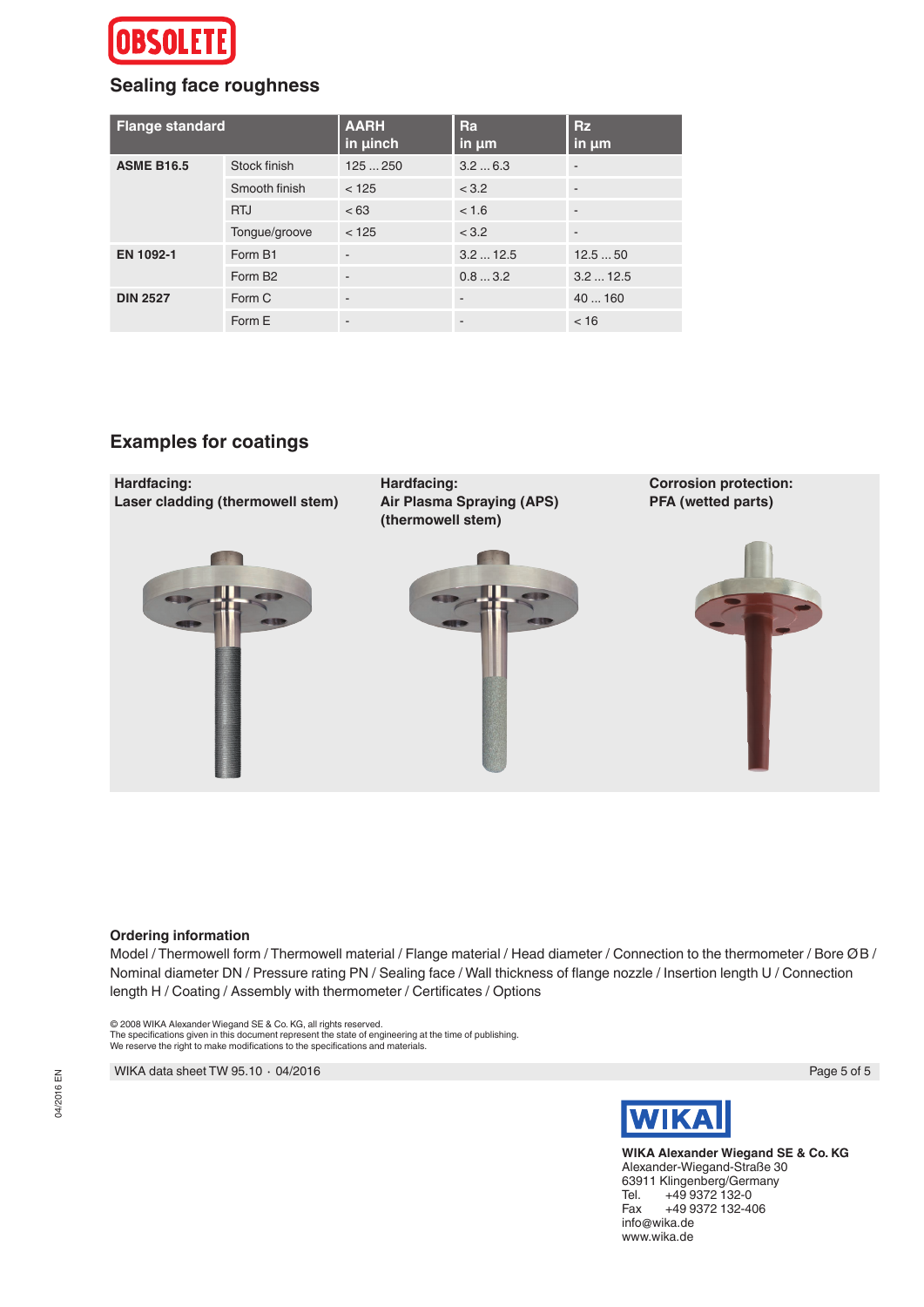OBSOLETE

## Sealing face roughness

| Flange standard | | AARH in µinch | Ra in µm | Rz in µm |
|---|---|---|---|---|
| **ASME B16.5** | Stock finish | 125 ... 250 | 3.2 ... 6.3 | - |
| | Smooth finish | < 125 | < 3.2 | - |
| | RTJ | < 63 | < 1.6 | - |
| | Tongue/groove | < 125 | < 3.2 | - |
| **EN 1092-1** | Form B1 | - | 3.2 ... 12.5 | 12.5 ... 50 |
| | Form B2 | - | 0.8 ... 3.2 | 3.2 ... 12.5 |
| **DIN 2527** | Form C | - | - | 40 ... 160 |
| | Form E | - | - | < 16 |

## Examples for coatings

**Hardfacing:**
**Laser cladding (thermowell stem)**

**Hardfacing:**
**Air Plasma Spraying (APS) (thermowell stem)**

**Corrosion protection:**
**PFA (wetted parts)**

**Ordering information**

Model / Thermowell form / Thermowell material / Flange material / Head diameter / Connection to the thermometer / Bore ØB / Nominal diameter DN / Pressure rating PN / Sealing face / Wall thickness of flange nozzle / Insertion length U / Connection length H / Coating / Assembly with thermometer / Certificates / Options

© 2008 WIKA Alexander Wiegand SE & Co. KG, all rights reserved.
The specifications given in this document represent the state of engineering at the time of publishing.
We reserve the right to make modifications to the specifications and materials.

WIKA data sheet TW 95.10 · 04/2016

04/2016 EN

WIKA

**WIKA Alexander Wiegand SE & Co. KG**
Alexander-Wiegand-Straße 30
63911 Klingenberg/Germany
Tel. +49 9372 132-0
Fax +49 9372 132-406
info@wika.de
www.wika.de